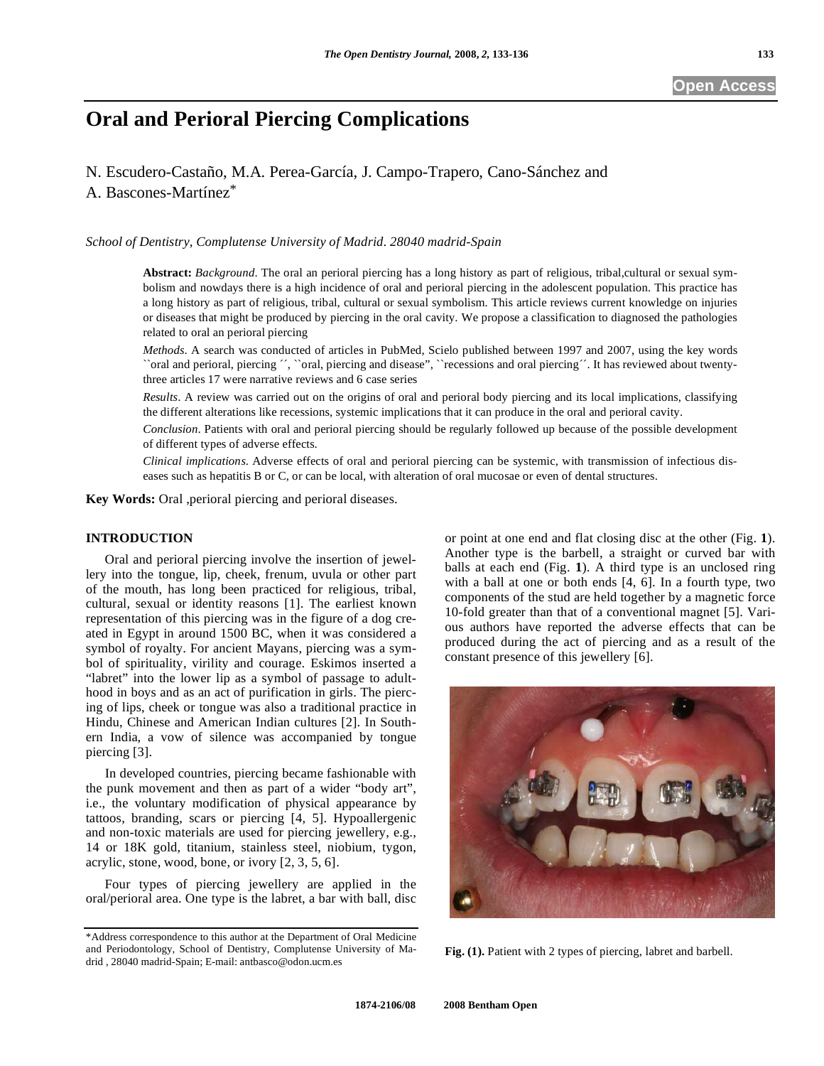# Oral and Perioral Piercing Complications

N. Escudero-Castaño, M.A. Perea-García, J. Campo-Trapero, Cano-Sánchez and A. Bascones-Martínez*

*School of Dentistry, Complutense University of Madrid. 28040 madrid-Spain*

**Abstract:** *Background*. The oral an perioral piercing has a long history as part of religious, tribal,cultural or sexual symbolism and nowdays there is a high incidence of oral and perioral piercing in the adolescent population. This practice has a long history as part of religious, tribal, cultural or sexual symbolism. This article reviews current knowledge on injuries or diseases that might be produced by piercing in the oral cavity. We propose a classification to diagnosed the pathologies related to oral an perioral piercing

*Methods*. A search was conducted of articles in PubMed, Scielo published between 1997 and 2007, using the key words ``oral and perioral, piercing ´´, ``oral, piercing and disease", ``recessions and oral piercing´´. It has reviewed about twenty-three articles 17 were narrative reviews and 6 case series

*Results*. A review was carried out on the origins of oral and perioral body piercing and its local implications, classifying the different alterations like recessions, systemic implications that it can produce in the oral and perioral cavity.

*Conclusion*. Patients with oral and perioral piercing should be regularly followed up because of the possible development of different types of adverse effects.

*Clinical implications*. Adverse effects of oral and perioral piercing can be systemic, with transmission of infectious diseases such as hepatitis B or C, or can be local, with alteration of oral mucosae or even of dental structures.

**Key Words:** Oral ,perioral piercing and perioral diseases.

## INTRODUCTION

Oral and perioral piercing involve the insertion of jewellery into the tongue, lip, cheek, frenum, uvula or other part of the mouth, has long been practiced for religious, tribal, cultural, sexual or identity reasons [1]. The earliest known representation of this piercing was in the figure of a dog created in Egypt in around 1500 BC, when it was considered a symbol of royalty. For ancient Mayans, piercing was a symbol of spirituality, virility and courage. Eskimos inserted a "labret" into the lower lip as a symbol of passage to adulthood in boys and as an act of purification in girls. The piercing of lips, cheek or tongue was also a traditional practice in Hindu, Chinese and American Indian cultures [2]. In Southern India, a vow of silence was accompanied by tongue piercing [3].

In developed countries, piercing became fashionable with the punk movement and then as part of a wider "body art", i.e., the voluntary modification of physical appearance by tattoos, branding, scars or piercing [4, 5]. Hypoallergenic and non-toxic materials are used for piercing jewellery, e.g., 14 or 18K gold, titanium, stainless steel, niobium, tygon, acrylic, stone, wood, bone, or ivory [2, 3, 5, 6].

Four types of piercing jewellery are applied in the oral/perioral area. One type is the labret, a bar with ball, disc or point at one end and flat closing disc at the other (Fig. **1**). Another type is the barbell, a straight or curved bar with balls at each end (Fig. **1**). A third type is an unclosed ring with a ball at one or both ends [4, 6]. In a fourth type, two components of the stud are held together by a magnetic force 10-fold greater than that of a conventional magnet [5]. Various authors have reported the adverse effects that can be produced during the act of piercing and as a result of the constant presence of this jewellery [6].

**Fig. (1).** Patient with 2 types of piercing, labret and barbell.

*Address correspondence to this author at the Department of Oral Medicine and Periodontology, School of Dentistry, Complutense University of Madrid , 28040 madrid-Spain; E-mail: antbasco@odon.ucm.es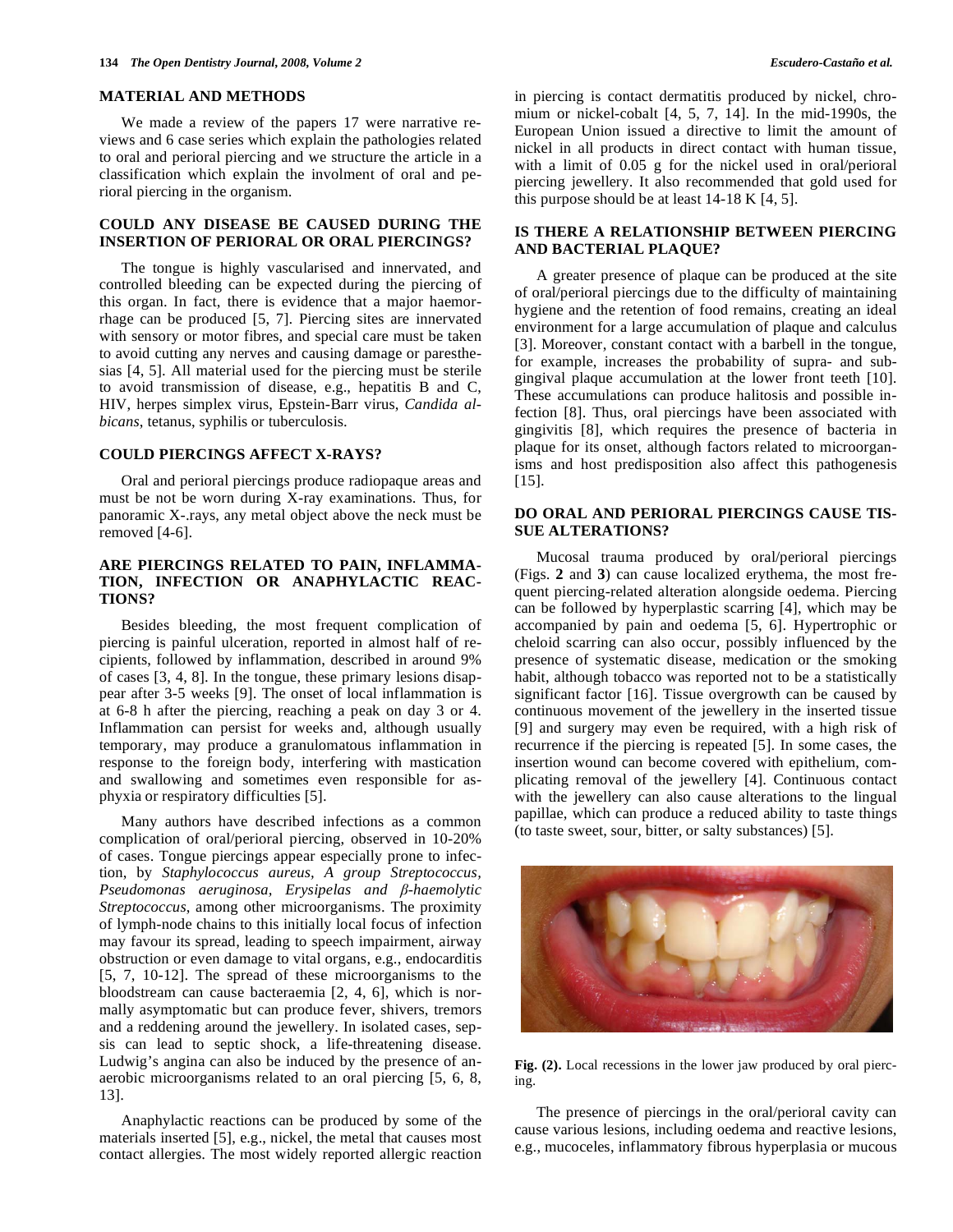## MATERIAL AND METHODS

We made a review of the papers 17 were narrative reviews and 6 case series which explain the pathologies related to oral and perioral piercing and we structure the article in a classification which explain the involment of oral and perioral piercing in the organism.

## COULD ANY DISEASE BE CAUSED DURING THE INSERTION OF PERIORAL OR ORAL PIERCINGS?

The tongue is highly vascularised and innervated, and controlled bleeding can be expected during the piercing of this organ. In fact, there is evidence that a major haemorrhage can be produced [5, 7]. Piercing sites are innervated with sensory or motor fibres, and special care must be taken to avoid cutting any nerves and causing damage or paresthesias [4, 5]. All material used for the piercing must be sterile to avoid transmission of disease, e.g., hepatitis B and C, HIV, herpes simplex virus, Epstein-Barr virus, *Candida albicans*, tetanus, syphilis or tuberculosis.

## COULD PIERCINGS AFFECT X-RAYS?

Oral and perioral piercings produce radiopaque areas and must be not be worn during X-ray examinations. Thus, for panoramic X-.rays, any metal object above the neck must be removed [4-6].

## ARE PIERCINGS RELATED TO PAIN, INFLAMMATION, INFECTION OR ANAPHYLACTIC REACTIONS?

Besides bleeding, the most frequent complication of piercing is painful ulceration, reported in almost half of recipients, followed by inflammation, described in around 9% of cases [3, 4, 8]. In the tongue, these primary lesions disappear after 3-5 weeks [9]. The onset of local inflammation is at 6-8 h after the piercing, reaching a peak on day 3 or 4. Inflammation can persist for weeks and, although usually temporary, may produce a granulomatous inflammation in response to the foreign body, interfering with mastication and swallowing and sometimes even responsible for asphyxia or respiratory difficulties [5].

Many authors have described infections as a common complication of oral/perioral piercing, observed in 10-20% of cases. Tongue piercings appear especially prone to infection, by *Staphylococcus aureus, A group Streptococcus, Pseudomonas aeruginosa, Erysipelas and β-haemolytic Streptococcus*, among other microorganisms. The proximity of lymph-node chains to this initially local focus of infection may favour its spread, leading to speech impairment, airway obstruction or even damage to vital organs, e.g., endocarditis [5, 7, 10-12]. The spread of these microorganisms to the bloodstream can cause bacteraemia [2, 4, 6], which is normally asymptomatic but can produce fever, shivers, tremors and a reddening around the jewellery. In isolated cases, sepsis can lead to septic shock, a life-threatening disease. Ludwig's angina can also be induced by the presence of anaerobic microorganisms related to an oral piercing [5, 6, 8, 13].

Anaphylactic reactions can be produced by some of the materials inserted [5], e.g., nickel, the metal that causes most contact allergies. The most widely reported allergic reaction in piercing is contact dermatitis produced by nickel, chromium or nickel-cobalt [4, 5, 7, 14]. In the mid-1990s, the European Union issued a directive to limit the amount of nickel in all products in direct contact with human tissue, with a limit of 0.05 g for the nickel used in oral/perioral piercing jewellery. It also recommended that gold used for this purpose should be at least 14-18 K [4, 5].

## IS THERE A RELATIONSHIP BETWEEN PIERCING AND BACTERIAL PLAQUE?

A greater presence of plaque can be produced at the site of oral/perioral piercings due to the difficulty of maintaining hygiene and the retention of food remains, creating an ideal environment for a large accumulation of plaque and calculus [3]. Moreover, constant contact with a barbell in the tongue, for example, increases the probability of supra- and subgingival plaque accumulation at the lower front teeth [10]. These accumulations can produce halitosis and possible infection [8]. Thus, oral piercings have been associated with gingivitis [8], which requires the presence of bacteria in plaque for its onset, although factors related to microorganisms and host predisposition also affect this pathogenesis [15].

## DO ORAL AND PERIORAL PIERCINGS CAUSE TISSUE ALTERATIONS?

Mucosal trauma produced by oral/perioral piercings (Figs. **2** and **3**) can cause localized erythema, the most frequent piercing-related alteration alongside oedema. Piercing can be followed by hyperplastic scarring [4], which may be accompanied by pain and oedema [5, 6]. Hypertrophic or cheloid scarring can also occur, possibly influenced by the presence of systematic disease, medication or the smoking habit, although tobacco was reported not to be a statistically significant factor [16]. Tissue overgrowth can be caused by continuous movement of the jewellery in the inserted tissue [9] and surgery may even be required, with a high risk of recurrence if the piercing is repeated [5]. In some cases, the insertion wound can become covered with epithelium, complicating removal of the jewellery [4]. Continuous contact with the jewellery can also cause alterations to the lingual papillae, which can produce a reduced ability to taste things (to taste sweet, sour, bitter, or salty substances) [5].

**Fig. (2).** Local recessions in the lower jaw produced by oral piercing.

The presence of piercings in the oral/perioral cavity can cause various lesions, including oedema and reactive lesions, e.g., mucoceles, inflammatory fibrous hyperplasia or mucous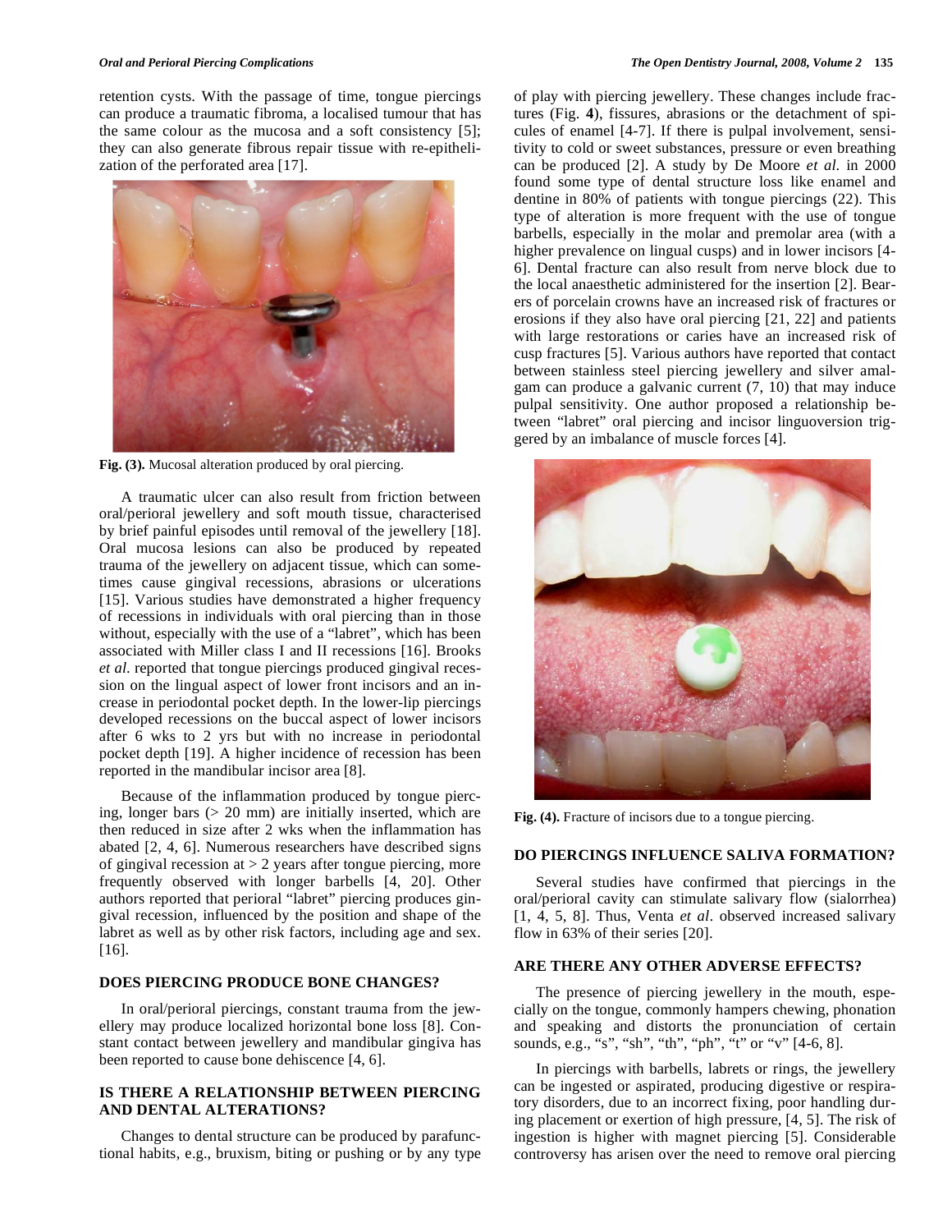retention cysts. With the passage of time, tongue piercings can produce a traumatic fibroma, a localised tumour that has the same colour as the mucosa and a soft consistency [5]; they can also generate fibrous repair tissue with re-epithelization of the perforated area [17].

**Fig. (3).** Mucosal alteration produced by oral piercing.

A traumatic ulcer can also result from friction between oral/perioral jewellery and soft mouth tissue, characterised by brief painful episodes until removal of the jewellery [18]. Oral mucosa lesions can also be produced by repeated trauma of the jewellery on adjacent tissue, which can sometimes cause gingival recessions, abrasions or ulcerations [15]. Various studies have demonstrated a higher frequency of recessions in individuals with oral piercing than in those without, especially with the use of a "labret", which has been associated with Miller class I and II recessions [16]. Brooks *et al.* reported that tongue piercings produced gingival recession on the lingual aspect of lower front incisors and an increase in periodontal pocket depth. In the lower-lip piercings developed recessions on the buccal aspect of lower incisors after 6 wks to 2 yrs but with no increase in periodontal pocket depth [19]. A higher incidence of recession has been reported in the mandibular incisor area [8].

Because of the inflammation produced by tongue piercing, longer bars (> 20 mm) are initially inserted, which are then reduced in size after 2 wks when the inflammation has abated [2, 4, 6]. Numerous researchers have described signs of gingival recession at > 2 years after tongue piercing, more frequently observed with longer barbells [4, 20]. Other authors reported that perioral "labret" piercing produces gingival recession, influenced by the position and shape of the labret as well as by other risk factors, including age and sex. [16].

## DOES PIERCING PRODUCE BONE CHANGES?

In oral/perioral piercings, constant trauma from the jewellery may produce localized horizontal bone loss [8]. Constant contact between jewellery and mandibular gingiva has been reported to cause bone dehiscence [4, 6].

## IS THERE A RELATIONSHIP BETWEEN PIERCING AND DENTAL ALTERATIONS?

Changes to dental structure can be produced by parafunctional habits, e.g., bruxism, biting or pushing or by any type of play with piercing jewellery. These changes include fractures (Fig. **4**), fissures, abrasions or the detachment of spicules of enamel [4-7]. If there is pulpal involvement, sensitivity to cold or sweet substances, pressure or even breathing can be produced [2]. A study by De Moore *et al.* in 2000 found some type of dental structure loss like enamel and dentine in 80% of patients with tongue piercings (22). This type of alteration is more frequent with the use of tongue barbells, especially in the molar and premolar area (with a higher prevalence on lingual cusps) and in lower incisors [4-6]. Dental fracture can also result from nerve block due to the local anaesthetic administered for the insertion [2]. Bearers of porcelain crowns have an increased risk of fractures or erosions if they also have oral piercing [21, 22] and patients with large restorations or caries have an increased risk of cusp fractures [5]. Various authors have reported that contact between stainless steel piercing jewellery and silver amalgam can produce a galvanic current (7, 10) that may induce pulpal sensitivity. One author proposed a relationship between "labret" oral piercing and incisor linguoversion triggered by an imbalance of muscle forces [4].

**Fig. (4).** Fracture of incisors due to a tongue piercing.

## DO PIERCINGS INFLUENCE SALIVA FORMATION?

Several studies have confirmed that piercings in the oral/perioral cavity can stimulate salivary flow (sialorrhea) [1, 4, 5, 8]. Thus, Venta *et al*. observed increased salivary flow in 63% of their series [20].

## ARE THERE ANY OTHER ADVERSE EFFECTS?

The presence of piercing jewellery in the mouth, especially on the tongue, commonly hampers chewing, phonation and speaking and distorts the pronunciation of certain sounds, e.g., "s", "sh", "th", "ph", "t" or "v" [4-6, 8].

In piercings with barbells, labrets or rings, the jewellery can be ingested or aspirated, producing digestive or respiratory disorders, due to an incorrect fixing, poor handling during placement or exertion of high pressure, [4, 5]. The risk of ingestion is higher with magnet piercing [5]. Considerable controversy has arisen over the need to remove oral piercing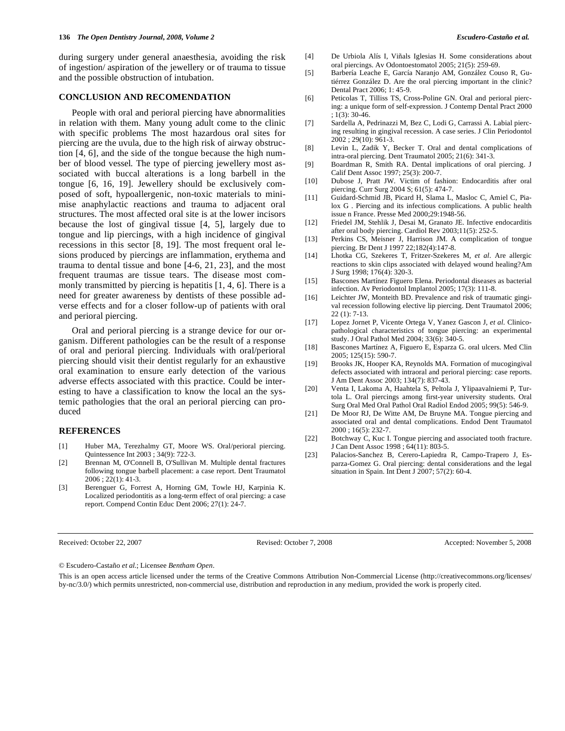during surgery under general anaesthesia, avoiding the risk of ingestion/ aspiration of the jewellery or of trauma to tissue and the possible obstruction of intubation.

## CONCLUSION AND RECOMENDATION

People with oral and perioral piercing have abnormalities in relation with them. Many young adult come to the clinic with specific problems The most hazardous oral sites for piercing are the uvula, due to the high risk of airway obstruction [4, 6], and the side of the tongue because the high number of blood vessel. The type of piercing jewellery most associated with buccal alterations is a long barbell in the tongue [6, 16, 19]. Jewellery should be exclusively composed of soft, hypoallergenic, non-toxic materials to minimise anaphylactic reactions and trauma to adjacent oral structures. The most affected oral site is at the lower incisors because the lost of gingival tissue [4, 5], largely due to tongue and lip piercings, with a high incidence of gingival recessions in this sector [8, 19]. The most frequent oral lesions produced by piercings are inflammation, erythema and trauma to dental tissue and bone [4-6, 21, 23], and the most frequent traumas are tissue tears. The disease most commonly transmitted by piercing is hepatitis [1, 4, 6]. There is a need for greater awareness by dentists of these possible adverse effects and for a closer follow-up of patients with oral and perioral piercing.

Oral and perioral piercing is a strange device for our organism. Different pathologies can be the result of a response of oral and perioral piercing. Individuals with oral/perioral piercing should visit their dentist regularly for an exhaustive oral examination to ensure early detection of the various adverse effects associated with this practice. Could be interesting to have a classification to know the local an the systemic pathologies that the oral an perioral piercing can produced

## REFERENCES

[1] Huber MA, Terezhalmy GT, Moore WS. Oral/perioral piercing. Quintessence Int 2003 ; 34(9): 722-3.

[2] Brennan M, O'Connell B, O'Sullivan M. Multiple dental fractures following tongue barbell placement: a case report. Dent Traumatol 2006 ; 22(1): 41-3.

[3] Berenguer G, Forrest A, Horning GM, Towle HJ, Karpinia K. Localized periodontitis as a long-term effect of oral piercing: a case report. Compend Contin Educ Dent 2006; 27(1): 24-7.

[4] De Urbiola Alís I, Viñals Iglesias H. Some considerations about oral piercings. Av Odontoestomatol 2005; 21(5): 259-69.

[5] Barbería Leache E, García Naranjo AM, González Couso R, Gutiérrez González D. Are the oral piercing important in the clinic? Dental Pract 2006; 1: 45-9.

[6] Peticolas T, Tilliss TS, Cross-Poline GN. Oral and perioral piercing: a unique form of self-expression. J Contemp Dental Pract 2000 ; 1(3): 30-46.

[7] Sardella A, Pedrinazzi M, Bez C, Lodi G, Carrassi A. Labial piercing resulting in gingival recession. A case series. J Clin Periodontol 2002 ; 29(10): 961-3.

[8] Levin L, Zadik Y, Becker T. Oral and dental complications of intra-oral piercing. Dent Traumatol 2005; 21(6): 341-3.

[9] Boardman R, Smith RA. Dental implications of oral piercing. J Calif Dent Assoc 1997; 25(3): 200-7.

[10] Dubose J, Pratt JW. Victim of fashion: Endocarditis after oral piercing. Curr Surg 2004 S; 61(5): 474-7.

[11] Guidard-Schmid JB, Picard H, Slama L, Masloc C, Amiel C, Pialox G . Piercing and its infectious complications. A public health issue n France. Presse Med 2000;29:1948-56.

[12] Friedel JM, Stehlik J, Desai M, Granato JE. Infective endocarditis after oral body piercing. Cardiol Rev 2003;11(5): 252-5.

[13] Perkins CS, Meisner J, Harrison JM. A complication of tongue piercing. Br Dent J 1997 22;182(4):147-8.

[14] Lhotka CG, Szekeres T, Fritzer-Szekeres M, *et al*. Are allergic reactions to skin clips associated with delayed wound healing?Am J Surg 1998; 176(4): 320-3.

[15] Bascones Martínez Figuero Elena. Periodontal diseases as bacterial infection. Av Periodontol Implantol 2005; 17(3): 111-8.

[16] Leichter JW, Monteith BD. Prevalence and risk of traumatic gingival recession following elective lip piercing. Dent Traumatol 2006; 22 (1): 7-13.

[17] Lopez Jornet P, Vicente Ortega V, Yanez Gascon J, *et al*. Clinicopathological characteristics of tongue piercing: an experimental study. J Oral Pathol Med 2004; 33(6): 340-5.

[18] Bascones Martínez A, Figuero E, Esparza G. oral ulcers. Med Clin 2005; 125(15): 590-7.

[19] Brooks JK, Hooper KA, Reynolds MA. Formation of mucogingival defects associated with intraoral and perioral piercing: case reports. J Am Dent Assoc 2003; 134(7): 837-43.

[20] Venta I, Lakoma A, Haahtela S, Peltola J, Ylipaavalniemi P, Turtola L. Oral piercings among first-year university students. Oral Surg Oral Med Oral Pathol Oral Radiol Endod 2005; 99(5): 546-9.

[21] De Moor RJ, De Witte AM, De Bruyne MA. Tongue piercing and associated oral and dental complications. Endod Dent Traumatol 2000 ; 16(5): 232-7.

[22] Botchway C, Kuc I. Tongue piercing and associated tooth fracture. J Can Dent Assoc 1998 ; 64(11): 803-5.

[23] Palacios-Sanchez B, Cerero-Lapiedra R, Campo-Trapero J, Esparza-Gomez G. Oral piercing: dental considerations and the legal situation in Spain. Int Dent J 2007; 57(2): 60-4.

Received: October 22, 2007 Revised: October 7, 2008 Accepted: November 5, 2008

© Escudero-Castaño *et al*.; Licensee *Bentham Open*.

This is an open access article licensed under the terms of the Creative Commons Attribution Non-Commercial License (http://creativecommons.org/licenses/by-nc/3.0/) which permits unrestricted, non-commercial use, distribution and reproduction in any medium, provided the work is properly cited.